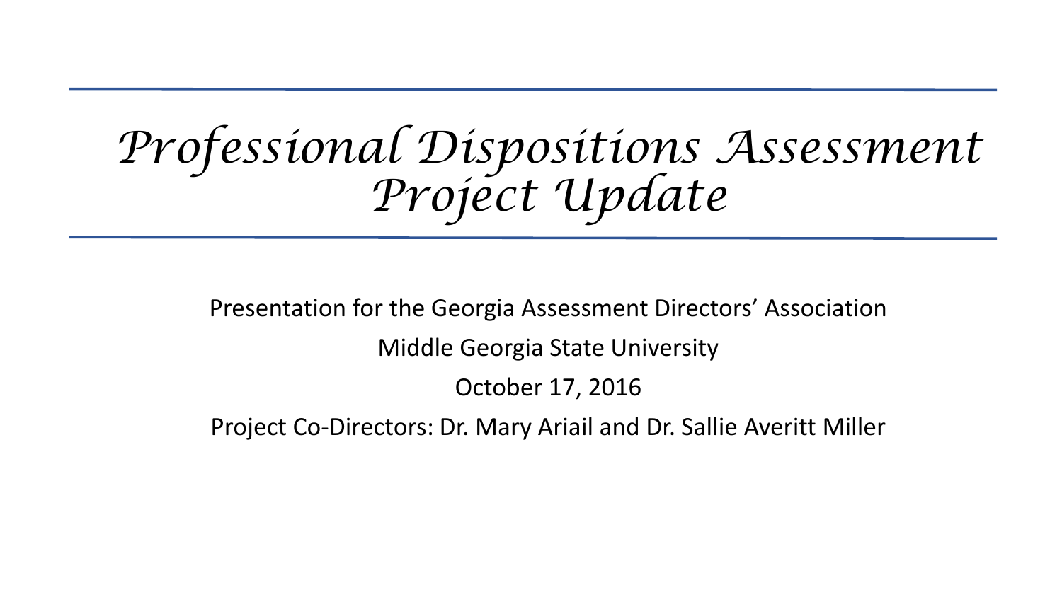# *Professional Dispositions Assessment Project Update*

Presentation for the Georgia Assessment Directors' Association

Middle Georgia State University

October 17, 2016

Project Co-Directors: Dr. Mary Ariail and Dr. Sallie Averitt Miller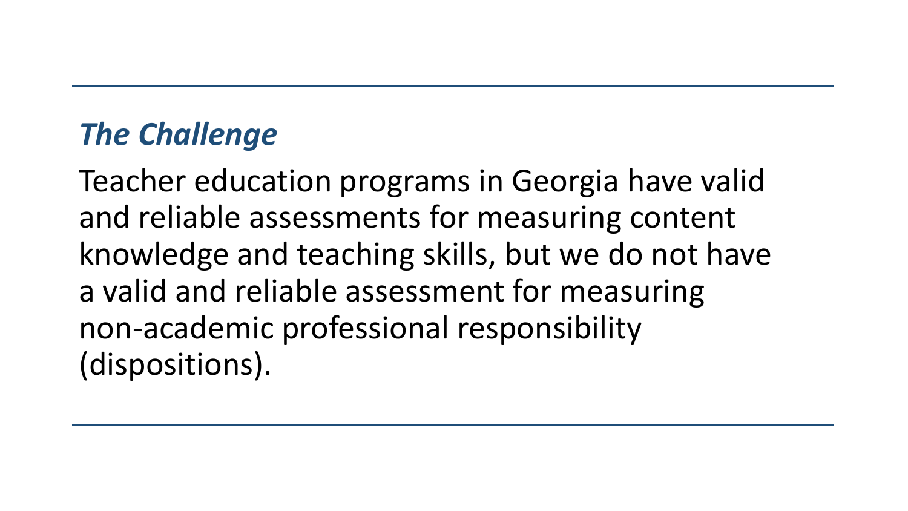## *The Challenge*

Teacher education programs in Georgia have valid and reliable assessments for measuring content knowledge and teaching skills, but we do not have a valid and reliable assessment for measuring non-academic professional responsibility (dispositions).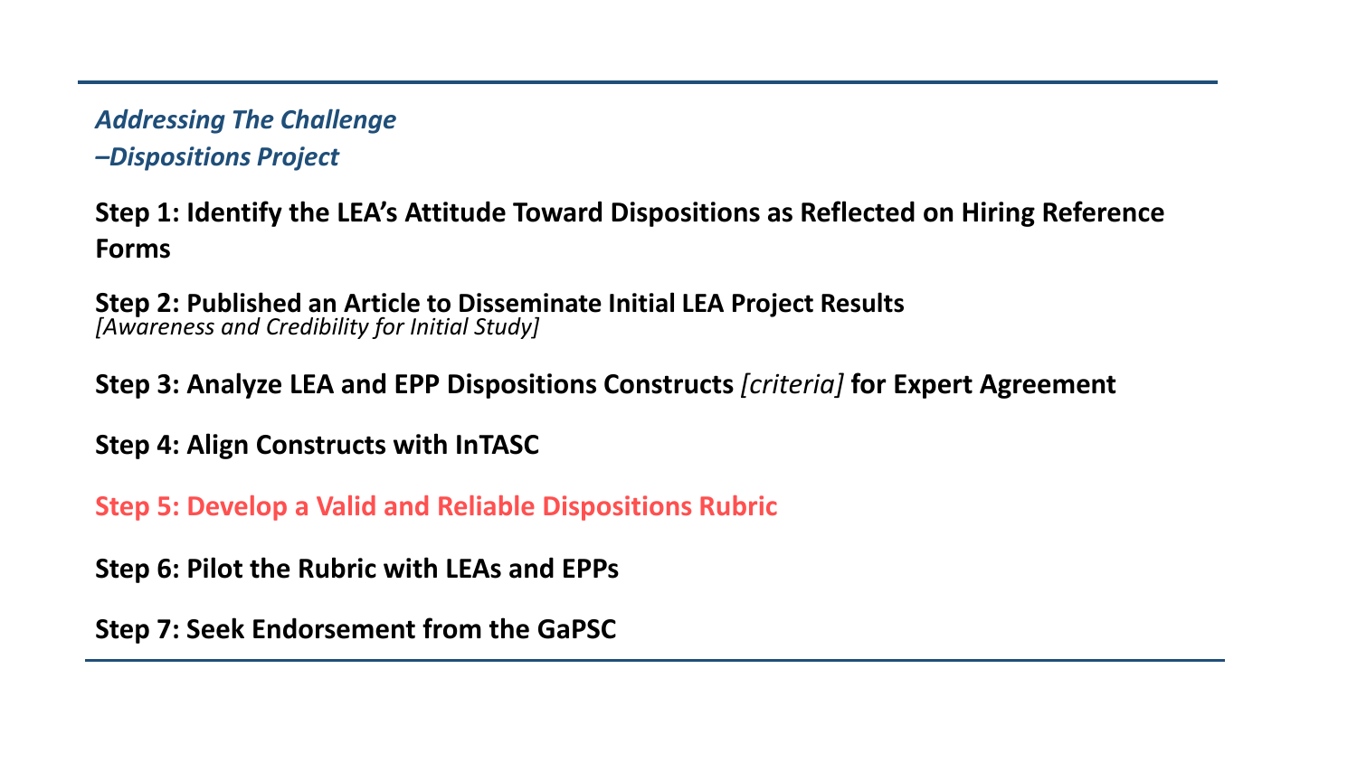## *Addressing The Challenge –Dispositions Project*

**Step 1: Identify the LEA's Attitude Toward Dispositions as Reflected on Hiring Reference Forms**

**Step 2: Published an Article to Disseminate Initial LEA Project Results**
*[Awareness and Credibility for Initial Study]*

**Step 3: Analyze LEA and EPP Dispositions Constructs** *[criteria]* **for Expert Agreement**

**Step 4: Align Constructs with InTASC**

**Step 5: Develop a Valid and Reliable Dispositions Rubric**

**Step 6: Pilot the Rubric with LEAs and EPPs**

**Step 7: Seek Endorsement from the GaPSC**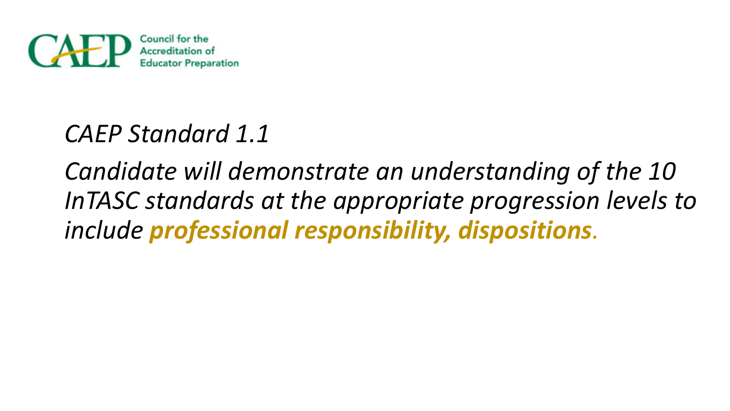Council for the Accreditation of Educator Preparation

*CAEP Standard 1.1*

*Candidate will demonstrate an understanding of the 10 InTASC standards at the appropriate progression levels to include* ***professional responsibility, dispositions****.*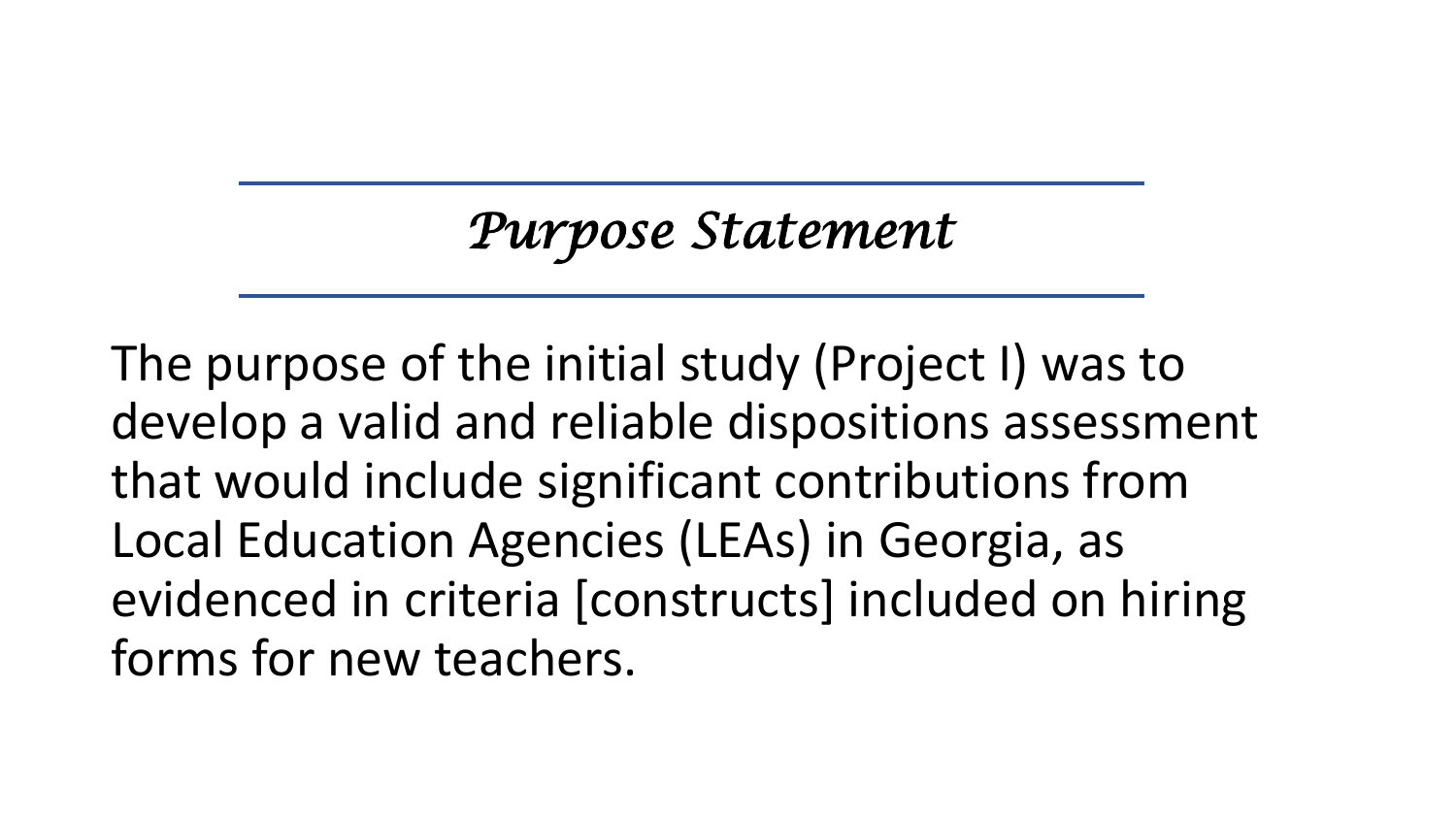## *Purpose Statement*

The purpose of the initial study (Project I) was to develop a valid and reliable dispositions assessment that would include significant contributions from Local Education Agencies (LEAs) in Georgia, as evidenced in criteria [constructs] included on hiring forms for new teachers.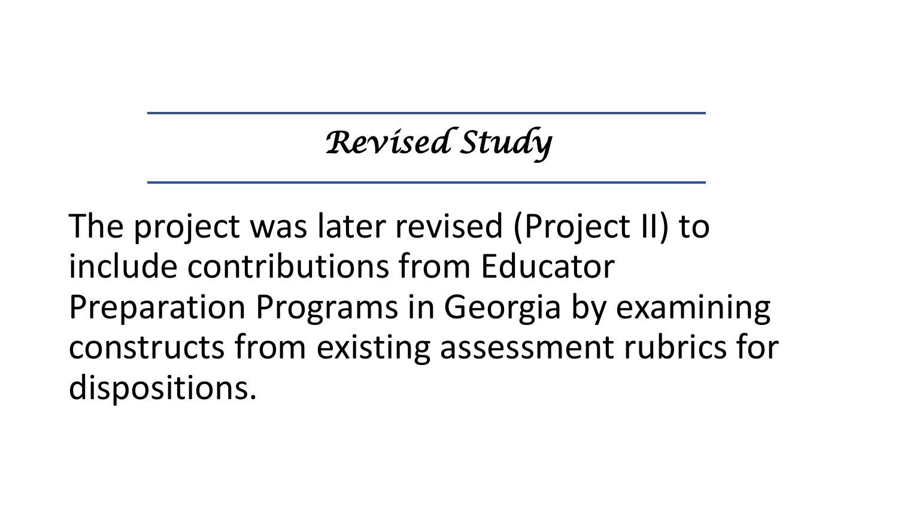## *Revised Study*

The project was later revised (Project II) to include contributions from Educator Preparation Programs in Georgia by examining constructs from existing assessment rubrics for dispositions.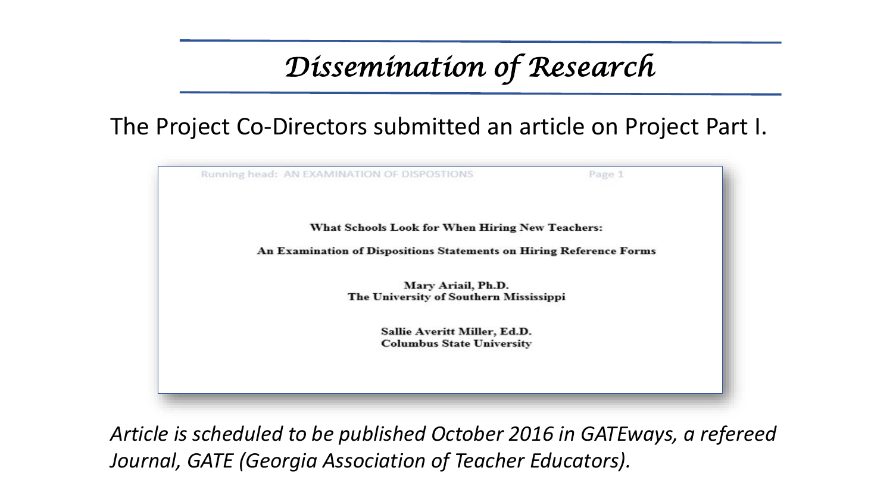# Dissemination of Research

The Project Co-Directors submitted an article on Project Part I.

Running head: AN EXAMINATION OF DISPOSTIONS

**What Schools Look for When Hiring New Teachers:**

**An Examination of Dispositions Statements on Hiring Reference Forms**

**Mary Ariail, Ph.D.**
**The University of Southern Mississippi**

**Sallie Averitt Miller, Ed.D.**
**Columbus State University**

*Article is scheduled to be published October 2016 in GATEways, a refereed Journal, GATE (Georgia Association of Teacher Educators).*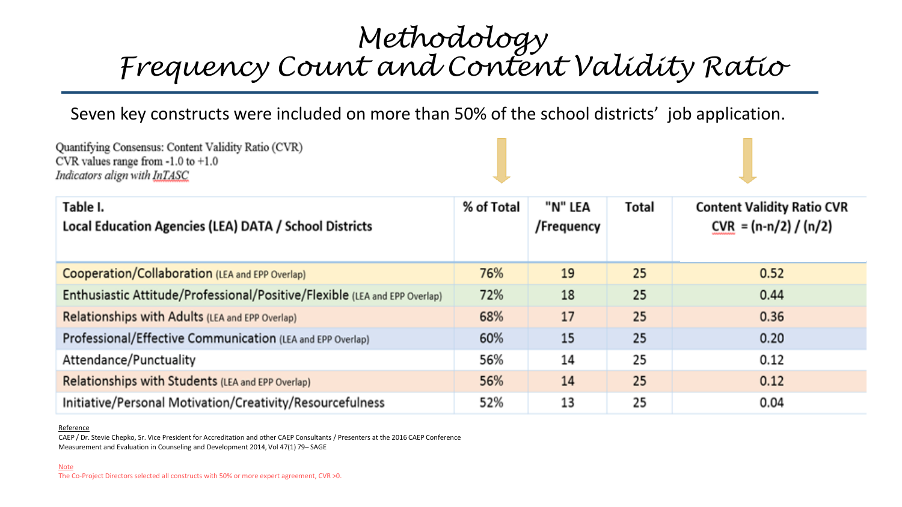# Methodology
## Frequency Count and Content Validity Ratio

Seven key constructs were included on more than 50% of the school districts' job application.

Quantifying Consensus: Content Validity Ratio (CVR)
CVR values range from -1.0 to +1.0
*Indicators align with InTASC*

| Table I. Local Education Agencies (LEA) DATA / School Districts | % of Total | "N" LEA /Frequency | Total | Content Validity Ratio CVR $CVR = (n - n/2) / (n/2)$ |
|---|---|---|---|---|
| Cooperation/Collaboration (LEA and EPP Overlap) | 76% | 19 | 25 | 0.52 |
| Enthusiastic Attitude/Professional/Positive/Flexible (LEA and EPP Overlap) | 72% | 18 | 25 | 0.44 |
| Relationships with Adults (LEA and EPP Overlap) | 68% | 17 | 25 | 0.36 |
| Professional/Effective Communication (LEA and EPP Overlap) | 60% | 15 | 25 | 0.20 |
| Attendance/Punctuality | 56% | 14 | 25 | 0.12 |
| Relationships with Students (LEA and EPP Overlap) | 56% | 14 | 25 | 0.12 |
| Initiative/Personal Motivation/Creativity/Resourcefulness | 52% | 13 | 25 | 0.04 |

Reference
CAEP / Dr. Stevie Chepko, Sr. Vice President for Accreditation and other CAEP Consultants / Presenters at the 2016 CAEP Conference
Measurement and Evaluation in Counseling and Development 2014, Vol 47(1) 79– SAGE

Note
The Co-Project Directors selected all constructs with 50% or more expert agreement, CVR >0.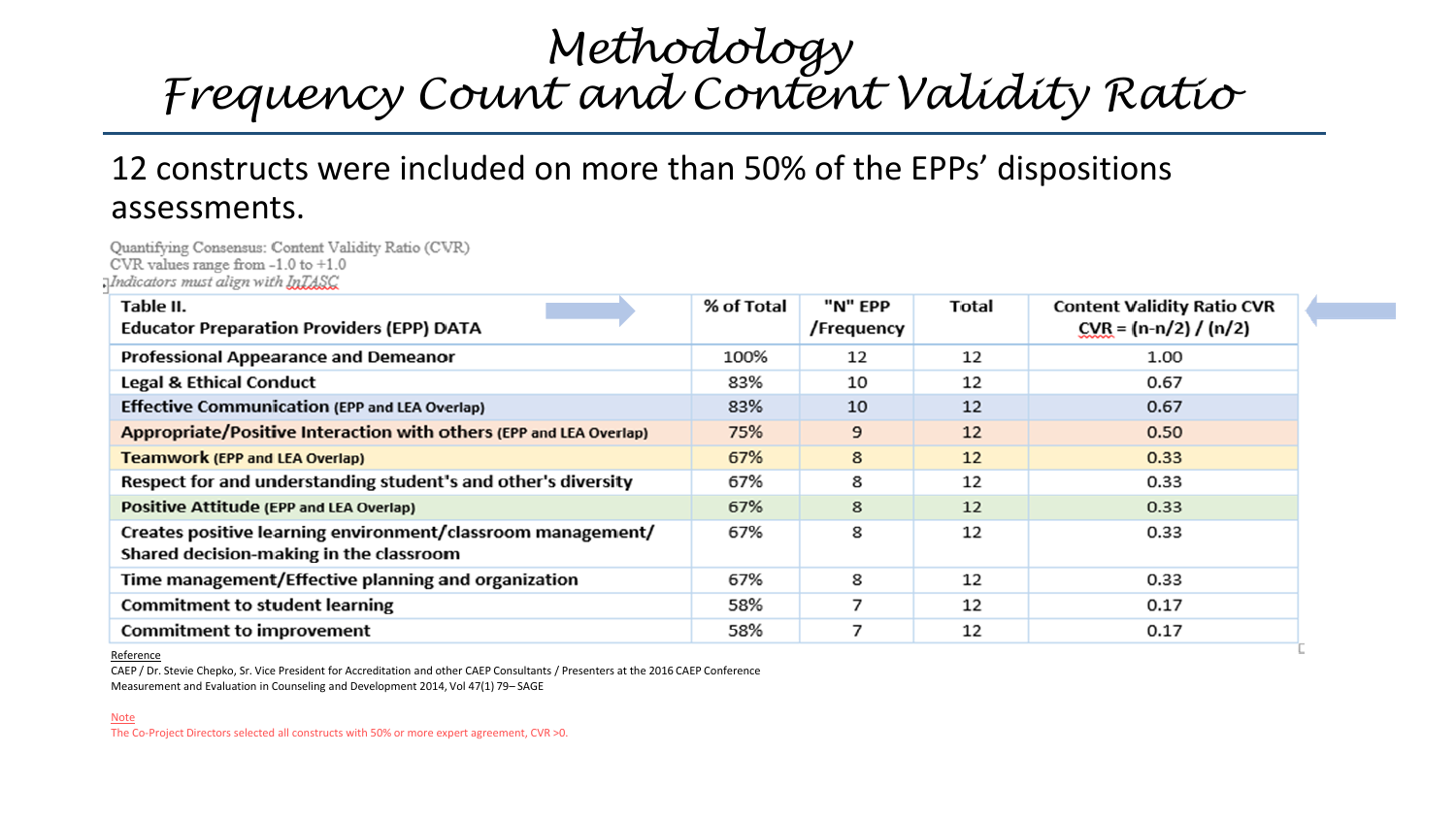# Methodology
# Frequency Count and Content Validity Ratio

12 constructs were included on more than 50% of the EPPs' dispositions assessments.

Quantifying Consensus: Content Validity Ratio (CVR)
CVR values range from -1.0 to +1.0
*Indicators must align with InTASC*

| Table II. Educator Preparation Providers (EPP) DATA | % of Total | "N" EPP /Frequency | Total | Content Validity Ratio CVR $CVR = (n-n/2) / (n/2)$ |
|---|---|---|---|---|
| Professional Appearance and Demeanor | 100% | 12 | 12 | 1.00 |
| Legal & Ethical Conduct | 83% | 10 | 12 | 0.67 |
| Effective Communication (EPP and LEA Overlap) | 83% | 10 | 12 | 0.67 |
| Appropriate/Positive Interaction with others (EPP and LEA Overlap) | 75% | 9 | 12 | 0.50 |
| Teamwork (EPP and LEA Overlap) | 67% | 8 | 12 | 0.33 |
| Respect for and understanding student's and other's diversity | 67% | 8 | 12 | 0.33 |
| Positive Attitude (EPP and LEA Overlap) | 67% | 8 | 12 | 0.33 |
| Creates positive learning environment/classroom management/ Shared decision-making in the classroom | 67% | 8 | 12 | 0.33 |
| Time management/Effective planning and organization | 67% | 8 | 12 | 0.33 |
| Commitment to student learning | 58% | 7 | 12 | 0.17 |
| Commitment to improvement | 58% | 7 | 12 | 0.17 |

Reference
CAEP / Dr. Stevie Chepko, Sr. Vice President for Accreditation and other CAEP Consultants / Presenters at the 2016 CAEP Conference
Measurement and Evaluation in Counseling and Development 2014, Vol 47(1) 79– SAGE

Note
The Co-Project Directors selected all constructs with 50% or more expert agreement, CVR >0.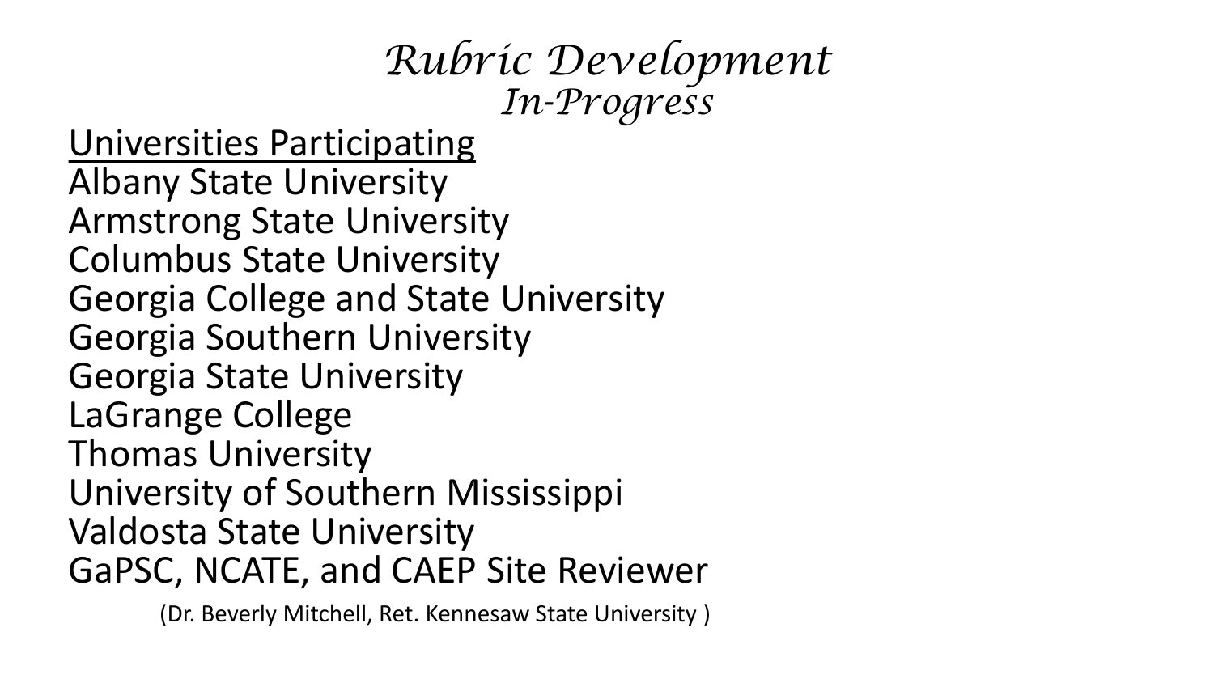# *Rubric Development*
## *In-Progress*

Universities Participating

Albany State University
Armstrong State University
Columbus State University
Georgia College and State University
Georgia Southern University
Georgia State University
LaGrange College
Thomas University
University of Southern Mississippi
Valdosta State University
GaPSC, NCATE, and CAEP Site Reviewer

(Dr. Beverly Mitchell, Ret. Kennesaw State University )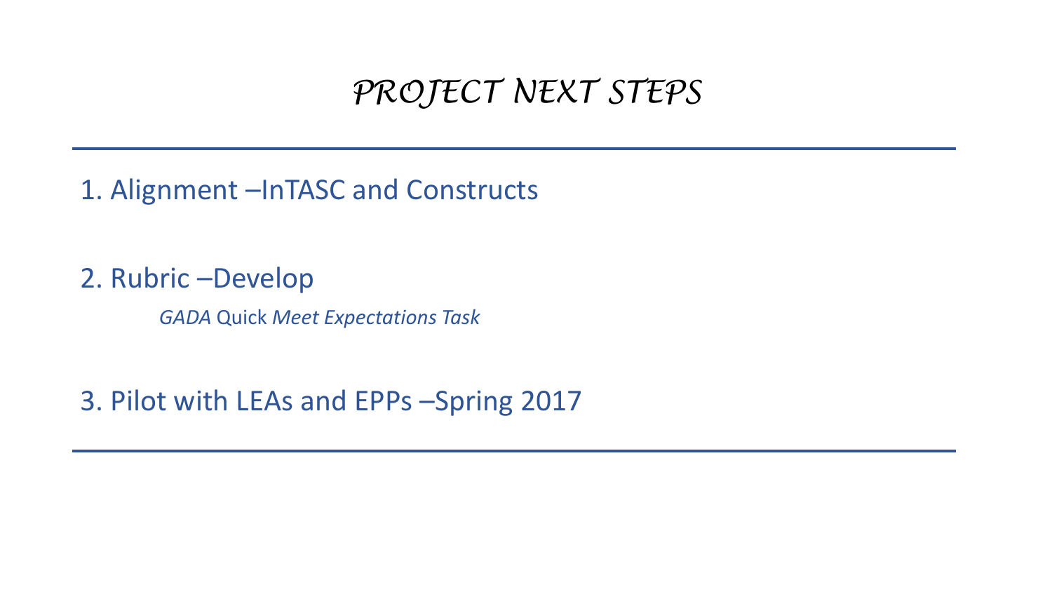# *PROJECT NEXT STEPS*

1. Alignment –InTASC and Constructs

2. Rubric –Develop

   *GADA* Quick *Meet Expectations Task*

3. Pilot with LEAs and EPPs –Spring 2017